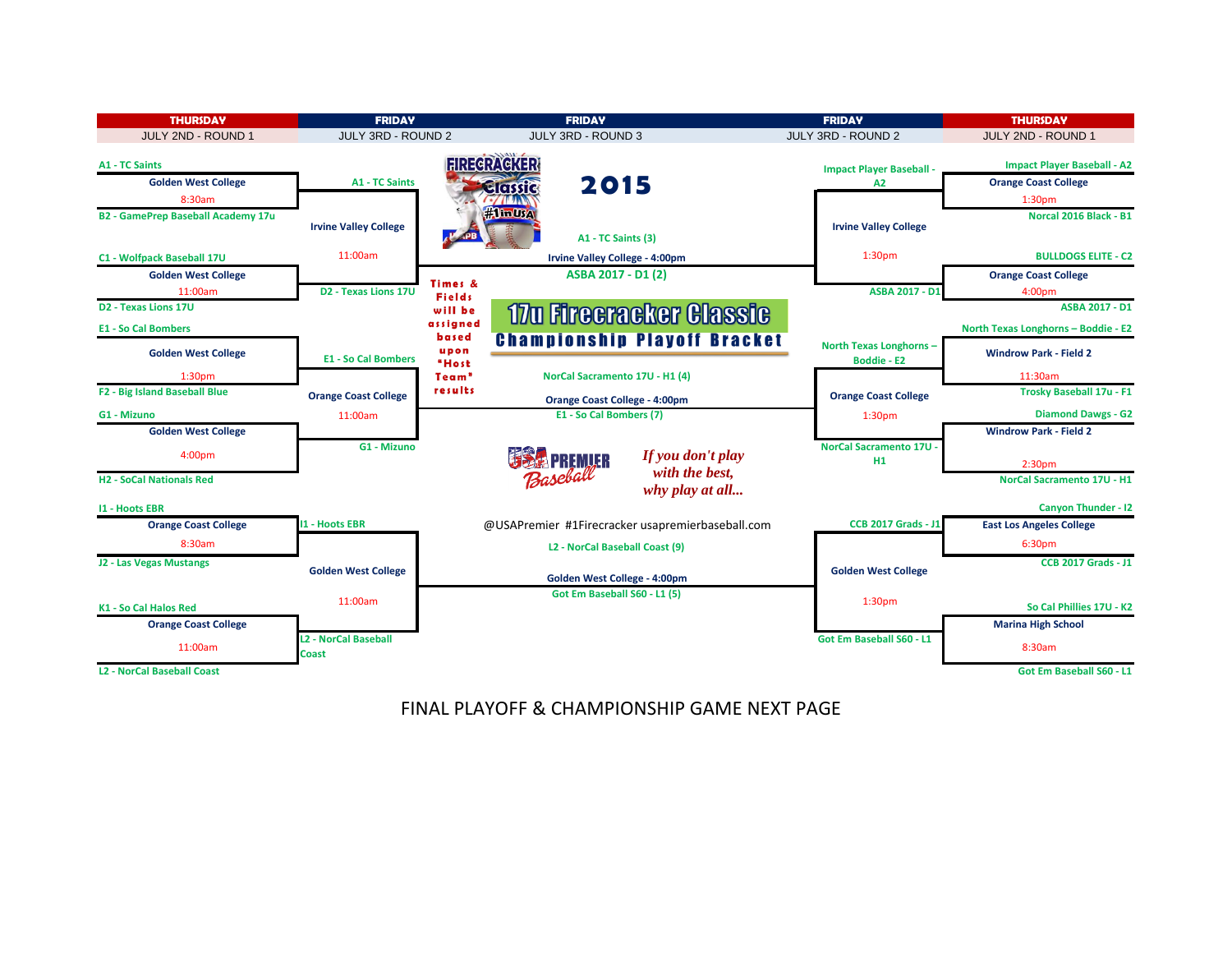# 2015 17u Firecracker Classic

## Championship Playoff Bracket

| THURSDAY | FRIDAY | FRIDAY | FRIDAY | THURSDAY |
|---|---|---|---|---|
| JULY 2ND - ROUND 1 | JULY 3RD - ROUND 2 | JULY 3RD - ROUND 3 | JULY 3RD - ROUND 2 | JULY 2ND - ROUND 1 |

### Left Side

**Round 1 (Thursday, July 2nd)**

- A1 - TC Saints vs. B2 - GamePrep Baseball Academy 17u — Golden West College, 8:30am
- C1 - Wolfpack Baseball 17U vs. D2 - Texas Lions 17U — Golden West College, 11:00am
- E1 - So Cal Bombers vs. F2 - Big Island Baseball Blue — Golden West College, 1:30pm
- G1 - Mizuno vs. H2 - SoCal Nationals Red — Golden West College, 4:00pm
- I1 - Hoots EBR vs. J2 - Las Vegas Mustangs — Orange Coast College, 8:30am
- K1 - So Cal Halos Red vs. L2 - NorCal Baseball Coast — Orange Coast College, 11:00am

**Round 2 (Friday, July 3rd)**

- A1 - TC Saints vs. D2 - Texas Lions 17U — Irvine Valley College, 11:00am
- E1 - So Cal Bombers vs. G1 - Mizuno — Orange Coast College, 11:00am
- I1 - Hoots EBR vs. L2 - NorCal Baseball Coast — Golden West College, 11:00am

### Right Side

**Round 1 (Thursday, July 2nd)**

- Impact Player Baseball - A2 vs. Norcal 2016 Black - B1 — Orange Coast College, 1:30pm
- BULLDOGS ELITE - C2 vs. ASBA 2017 - D1 — Orange Coast College, 4:00pm
- North Texas Longhorns – Boddie - E2 vs. Trosky Baseball 17u - F1 — Windrow Park - Field 2, 11:30am
- Diamond Dawgs - G2 vs. NorCal Sacramento 17U - H1 — Windrow Park - Field 2, 2:30pm
- Canyon Thunder - I2 vs. CCB 2017 Grads - J1 — East Los Angeles College, 6:30pm
- So Cal Phillies 17U - K2 vs. Got Em Baseball S60 - L1 — Marina High School, 8:30am

**Round 2 (Friday, July 3rd)**

- Impact Player Baseball - A2 vs. ASBA 2017 - D1 — Irvine Valley College, 1:30pm
- North Texas Longhorns – Boddie - E2 vs. NorCal Sacramento 17U - H1 — Orange Coast College, 1:30pm
- CCB 2017 Grads - J1 vs. Got Em Baseball S60 - L1 — Golden West College, 1:30pm

### Round 3 (Friday, July 3rd)

- A1 - TC Saints (3) vs. ASBA 2017 - D1 (2) — Irvine Valley College - 4:00pm
- NorCal Sacramento 17U - H1 (4) vs. E1 - So Cal Bombers (7) — Orange Coast College - 4:00pm
- L2 - NorCal Baseball Coast (9) vs. Got Em Baseball S60 - L1 (5) — Golden West College - 4:00pm

Times & Fields will be assigned based upon "Host Team" results

*If you don't play with the best, why play at all...*

@USAPremier #1Firecracker usapremierbaseball.com

FINAL PLAYOFF & CHAMPIONSHIP GAME NEXT PAGE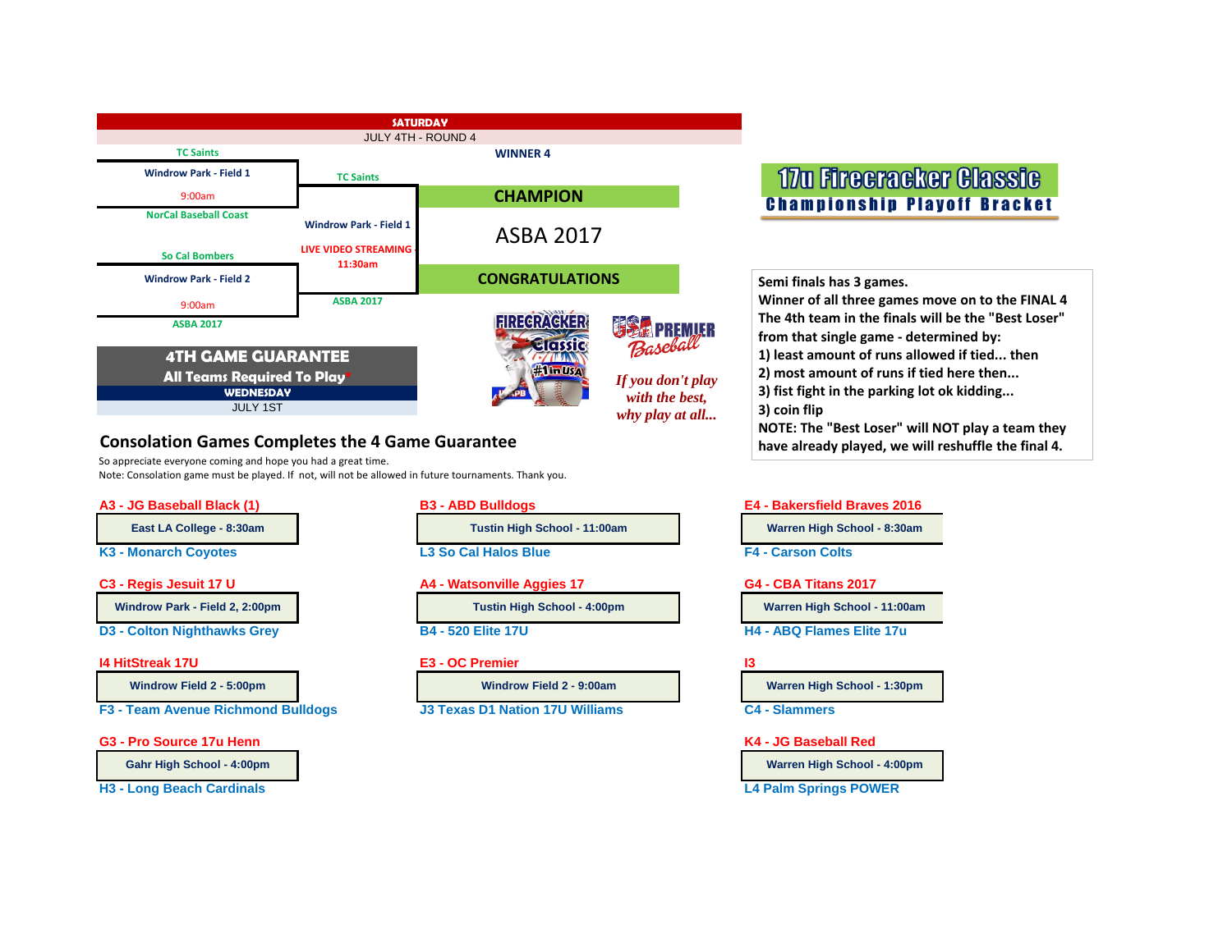# 17u Firecracker Classic

## Championship Playoff Bracket

**SATURDAY**

JULY 4TH - ROUND 4

TC Saints
Windrow Park - Field 1
9:00am
NorCal Baseball Coast

So Cal Bombers
Windrow Park - Field 2
9:00am
ASBA 2017

TC Saints
Windrow Park - Field 1
LIVE VIDEO STREAMING
11:30am
ASBA 2017

**WINNER 4**

**CHAMPION**

ASBA 2017

**CONGRATULATIONS**

*If you don't play with the best, why play at all...*

**4TH GAME GUARANTEE**

**All Teams Required To Play***

**WEDNESDAY**

JULY 1ST

**Semi finals has 3 games.**
**Winner of all three games move on to the FINAL 4**
**The 4th team in the finals will be the "Best Loser" from that single game - determined by:**
**1) least amount of runs allowed if tied... then**
**2) most amount of runs if tied here then...**
**3) fist fight in the parking lot ok kidding...**
**3) coin flip**
**NOTE: The "Best Loser" will NOT play a team they have already played, we will reshuffle the final 4.**

## Consolation Games Completes the 4 Game Guarantee

So appreciate everyone coming and hope you had a great time.
Note: Consolation game must be played. If not, will not be allowed in future tournaments. Thank you.

A3 - JG Baseball Black (1)
East LA College - 8:30am
K3 - Monarch Coyotes

C3 - Regis Jesuit 17 U
Windrow Park - Field 2, 2:00pm
D3 - Colton Nighthawks Grey

I4 HitStreak 17U
Windrow Field 2 - 5:00pm
F3 - Team Avenue Richmond Bulldogs

G3 - Pro Source 17u Henn
Gahr High School - 4:00pm
H3 - Long Beach Cardinals

B3 - ABD Bulldogs
Tustin High School - 11:00am
L3 So Cal Halos Blue

A4 - Watsonville Aggies 17
Tustin High School - 4:00pm
B4 - 520 Elite 17U

E3 - OC Premier
Windrow Field 2 - 9:00am
J3 Texas D1 Nation 17U Williams

E4 - Bakersfield Braves 2016
Warren High School - 8:30am
F4 - Carson Colts

G4 - CBA Titans 2017
Warren High School - 11:00am
H4 - ABQ Flames Elite 17u

I3
Warren High School - 1:30pm
C4 - Slammers

K4 - JG Baseball Red
Warren High School - 4:00pm
L4 Palm Springs POWER